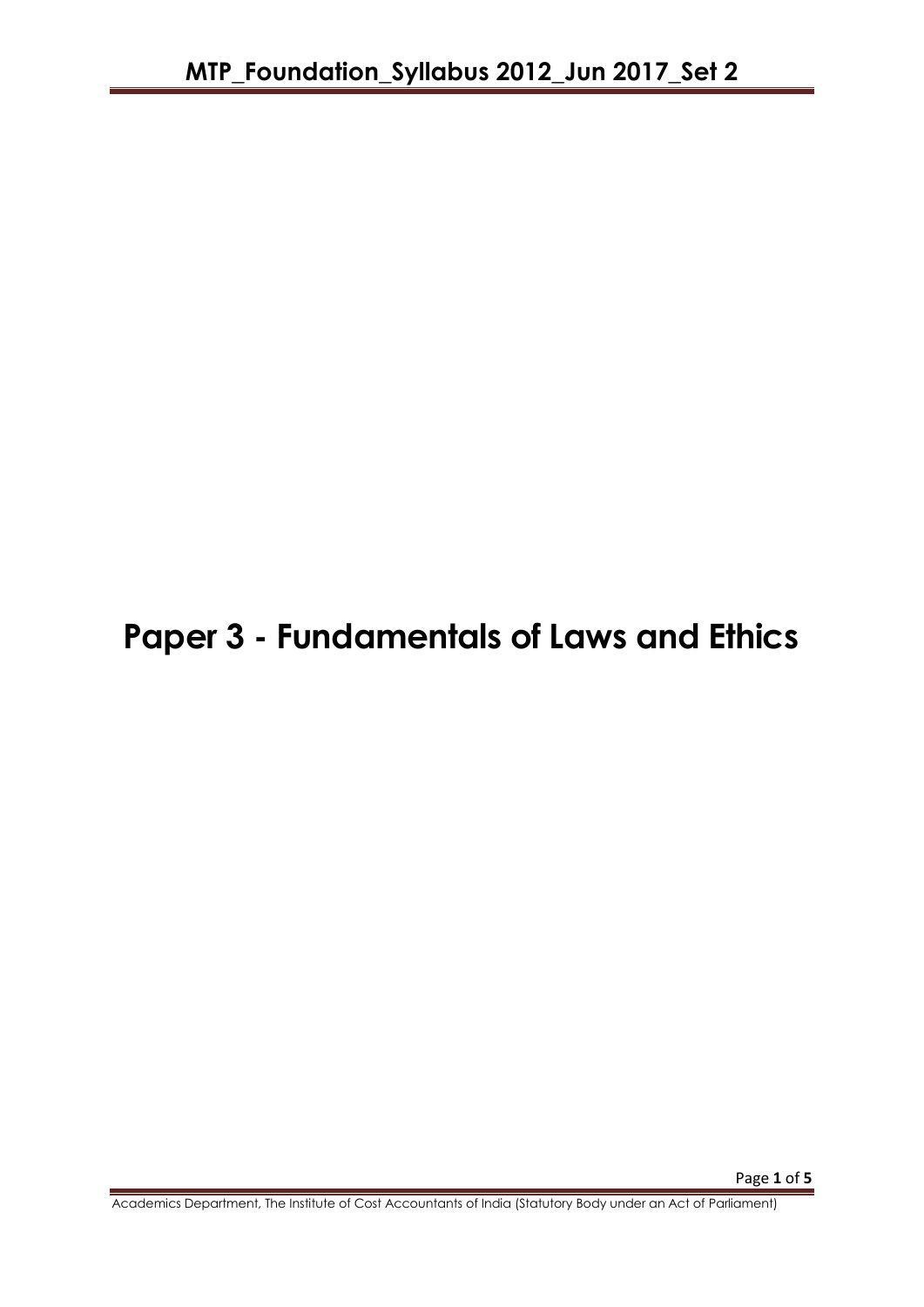# Paper 3 - Fundamentals of Laws and Ethics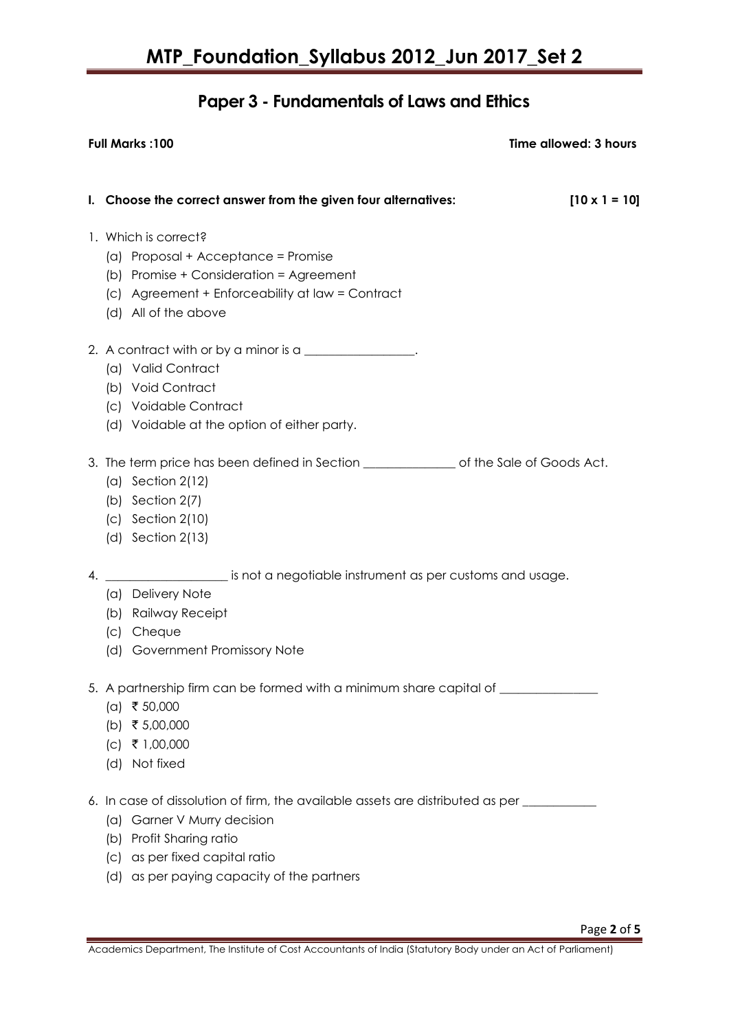# MTP_Foundation_Syllabus 2012_Jun 2017_Set 2

## Paper 3 - Fundamentals of Laws and Ethics

**Full Marks :100** **Time allowed: 3 hours**

**I. Choose the correct answer from the given four alternatives: [10 x 1 = 10]**

1. Which is correct?
   (a) Proposal + Acceptance = Promise
   (b) Promise + Consideration = Agreement
   (c) Agreement + Enforceability at law = Contract
   (d) All of the above

2. A contract with or by a minor is a _________________.
   (a) Valid Contract
   (b) Void Contract
   (c) Voidable Contract
   (d) Voidable at the option of either party.

3. The term price has been defined in Section ______________ of the Sale of Goods Act.
   (a) Section 2(12)
   (b) Section 2(7)
   (c) Section 2(10)
   (d) Section 2(13)

4. ___________________ is not a negotiable instrument as per customs and usage.
   (a) Delivery Note
   (b) Railway Receipt
   (c) Cheque
   (d) Government Promissory Note

5. A partnership firm can be formed with a minimum share capital of _______________
   (a) ₹ 50,000
   (b) ₹ 5,00,000
   (c) ₹ 1,00,000
   (d) Not fixed

6. In case of dissolution of firm, the available assets are distributed as per ___________
   (a) Garner V Murry decision
   (b) Profit Sharing ratio
   (c) as per fixed capital ratio
   (d) as per paying capacity of the partners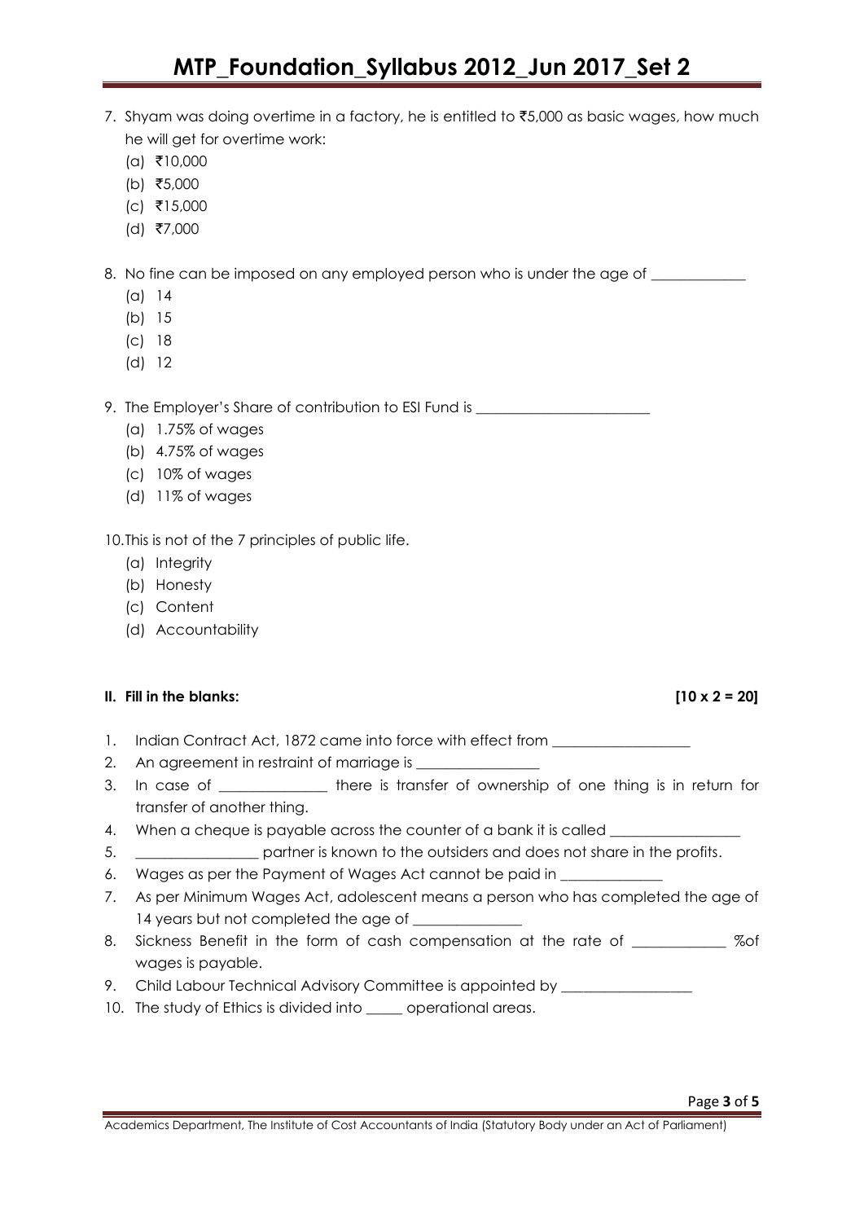7. Shyam was doing overtime in a factory, he is entitled to ₹5,000 as basic wages, how much he will get for overtime work:
   (a) ₹10,000
   (b) ₹5,000
   (c) ₹15,000
   (d) ₹7,000

8. No fine can be imposed on any employed person who is under the age of ____________
   (a) 14
   (b) 15
   (c) 18
   (d) 12

9. The Employer's Share of contribution to ESI Fund is ________________________
   (a) 1.75% of wages
   (b) 4.75% of wages
   (c) 10% of wages
   (d) 11% of wages

10. This is not of the 7 principles of public life.
   (a) Integrity
   (b) Honesty
   (c) Content
   (d) Accountability

**II. Fill in the blanks: [10 x 2 = 20]**

1. Indian Contract Act, 1872 came into force with effect from __________________
2. An agreement in restraint of marriage is ________________
3. In case of ______________ there is transfer of ownership of one thing is in return for transfer of another thing.
4. When a cheque is payable across the counter of a bank it is called _________________
5. ________________ partner is known to the outsiders and does not share in the profits.
6. Wages as per the Payment of Wages Act cannot be paid in _____________
7. As per Minimum Wages Act, adolescent means a person who has completed the age of 14 years but not completed the age of ______________
8. Sickness Benefit in the form of cash compensation at the rate of ____________ %of wages is payable.
9. Child Labour Technical Advisory Committee is appointed by _________________
10. The study of Ethics is divided into _____ operational areas.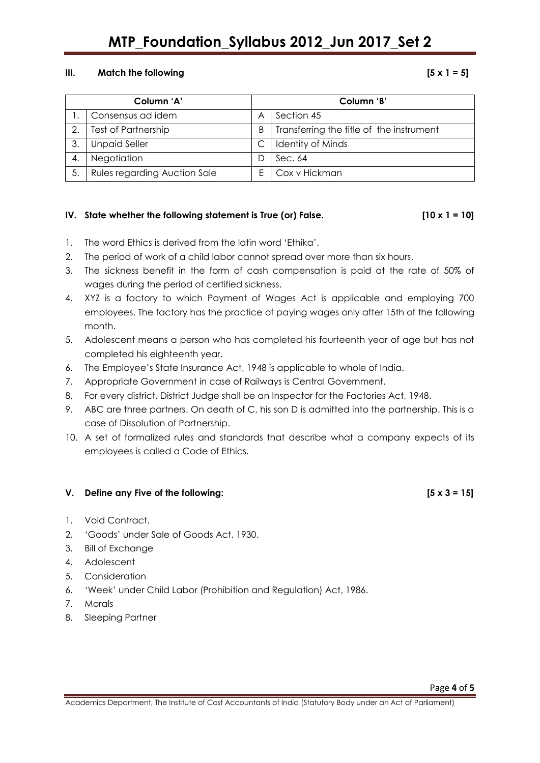### III. Match the following [5 x 1 = 5]

| | Column 'A' | | Column 'B' |
|---|---|---|---|
| 1. | Consensus ad idem | A | Section 45 |
| 2. | Test of Partnership | B | Transferring the title of the instrument |
| 3. | Unpaid Seller | C | Identity of Minds |
| 4. | Negotiation | D | Sec. 64 |
| 5. | Rules regarding Auction Sale | E | Cox v Hickman |

### IV. State whether the following statement is True (or) False. [10 x 1 = 10]

1. The word Ethics is derived from the latin word 'Ethika'.
2. The period of work of a child labor cannot spread over more than six hours.
3. The sickness benefit in the form of cash compensation is paid at the rate of 50% of wages during the period of certified sickness.
4. XYZ is a factory to which Payment of Wages Act is applicable and employing 700 employees. The factory has the practice of paying wages only after 15th of the following month.
5. Adolescent means a person who has completed his fourteenth year of age but has not completed his eighteenth year.
6. The Employee's State Insurance Act, 1948 is applicable to whole of India.
7. Appropriate Government in case of Railways is Central Government.
8. For every district, District Judge shall be an Inspector for the Factories Act, 1948.
9. ABC are three partners. On death of C, his son D is admitted into the partnership. This is a case of Dissolution of Partnership.
10. A set of formalized rules and standards that describe what a company expects of its employees is called a Code of Ethics.

### V. Define any Five of the following: [5 x 3 = 15]

1. Void Contract.
2. 'Goods' under Sale of Goods Act, 1930.
3. Bill of Exchange
4. Adolescent
5. Consideration
6. 'Week' under Child Labor (Prohibition and Regulation) Act, 1986.
7. Morals
8. Sleeping Partner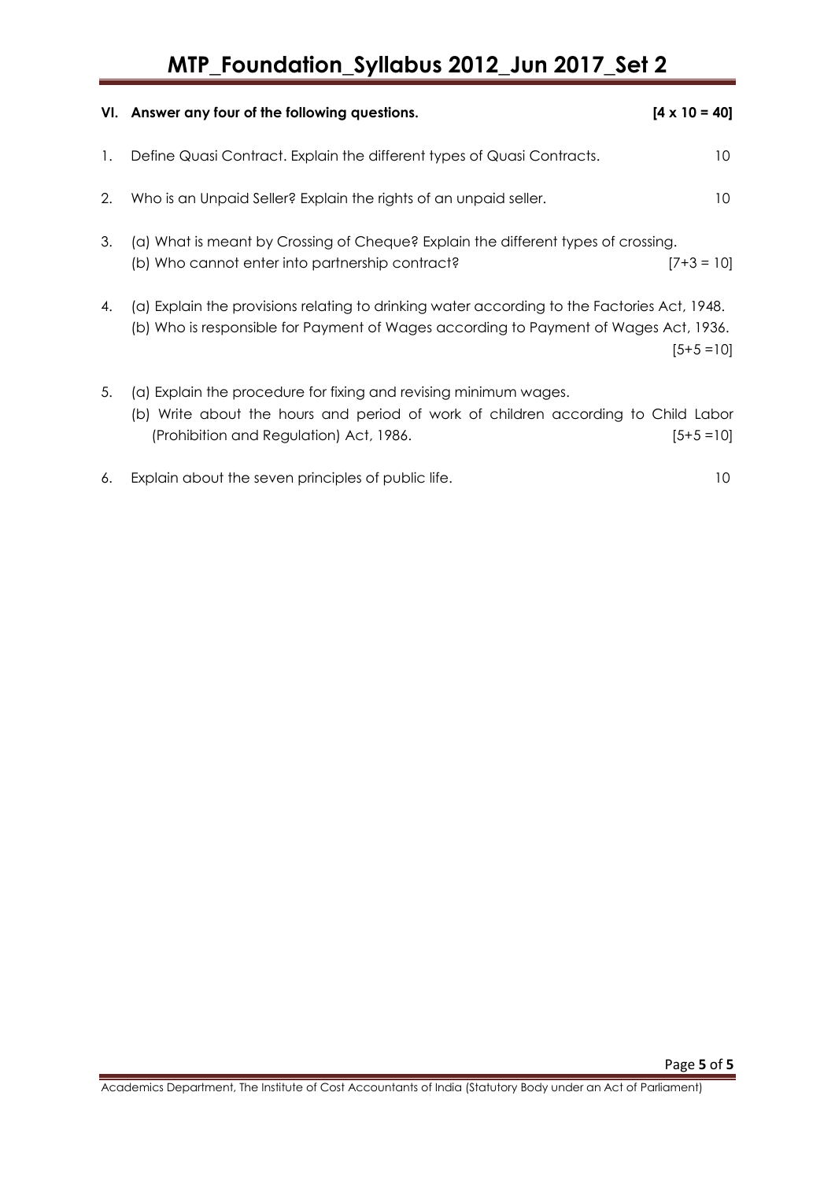## VI. Answer any four of the following questions. [4 x 10 = 40]

1. Define Quasi Contract. Explain the different types of Quasi Contracts. 10

2. Who is an Unpaid Seller? Explain the rights of an unpaid seller. 10

3. (a) What is meant by Crossing of Cheque? Explain the different types of crossing.
   (b) Who cannot enter into partnership contract? [7+3 = 10]

4. (a) Explain the provisions relating to drinking water according to the Factories Act, 1948.
   (b) Who is responsible for Payment of Wages according to Payment of Wages Act, 1936. [5+5 =10]

5. (a) Explain the procedure for fixing and revising minimum wages.
   (b) Write about the hours and period of work of children according to Child Labor (Prohibition and Regulation) Act, 1986. [5+5 =10]

6. Explain about the seven principles of public life. 10